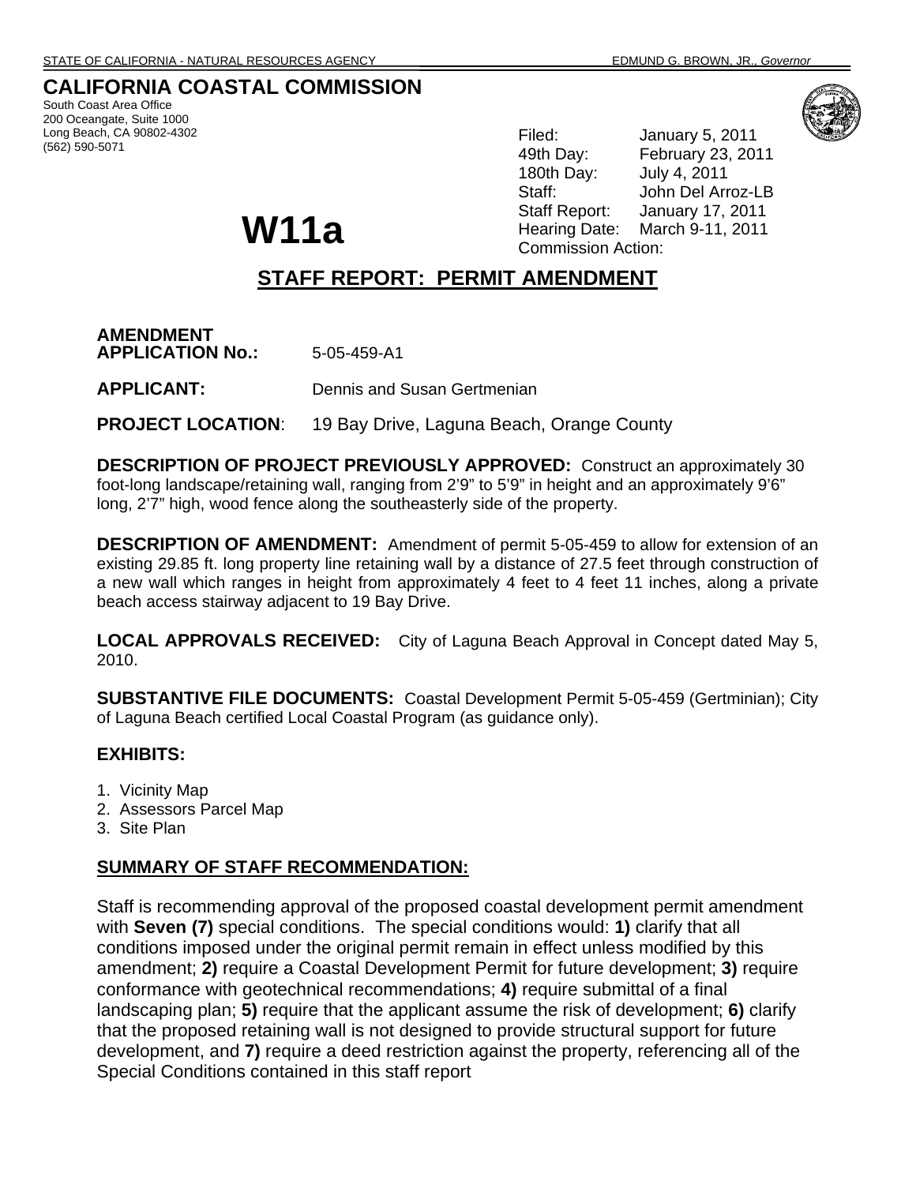STATE OF CALIFORNIA - NATURAL RESOURCES AGENCY EDMUND G. BROWN, JR., *Governor*

# CALIFORNIA COASTAL COMMISSION

South Coast Area Office
200 Oceangate, Suite 1000
Long Beach, CA 90802-4302
(562) 590-5071

Filed: January 5, 2011
49th Day: February 23, 2011
180th Day: July 4, 2011
Staff: John Del Arroz-LB
Staff Report: January 17, 2011
Hearing Date: March 9-11, 2011
Commission Action:

# W11a

## STAFF REPORT: PERMIT AMENDMENT

**AMENDMENT APPLICATION No.:** 5-05-459-A1

**APPLICANT:** Dennis and Susan Gertmenian

**PROJECT LOCATION**: 19 Bay Drive, Laguna Beach, Orange County

**DESCRIPTION OF PROJECT PREVIOUSLY APPROVED:** Construct an approximately 30 foot-long landscape/retaining wall, ranging from 2'9" to 5'9" in height and an approximately 9'6" long, 2'7" high, wood fence along the southeasterly side of the property.

**DESCRIPTION OF AMENDMENT:** Amendment of permit 5-05-459 to allow for extension of an existing 29.85 ft. long property line retaining wall by a distance of 27.5 feet through construction of a new wall which ranges in height from approximately 4 feet to 4 feet 11 inches, along a private beach access stairway adjacent to 19 Bay Drive.

**LOCAL APPROVALS RECEIVED:** City of Laguna Beach Approval in Concept dated May 5, 2010.

**SUBSTANTIVE FILE DOCUMENTS:** Coastal Development Permit 5-05-459 (Gertminian); City of Laguna Beach certified Local Coastal Program (as guidance only).

**EXHIBITS:**

1. Vicinity Map
2. Assessors Parcel Map
3. Site Plan

**SUMMARY OF STAFF RECOMMENDATION:**

Staff is recommending approval of the proposed coastal development permit amendment with **Seven (7)** special conditions. The special conditions would: **1)** clarify that all conditions imposed under the original permit remain in effect unless modified by this amendment; **2)** require a Coastal Development Permit for future development; **3)** require conformance with geotechnical recommendations; **4)** require submittal of a final landscaping plan; **5)** require that the applicant assume the risk of development; **6)** clarify that the proposed retaining wall is not designed to provide structural support for future development, and **7)** require a deed restriction against the property, referencing all of the Special Conditions contained in this staff report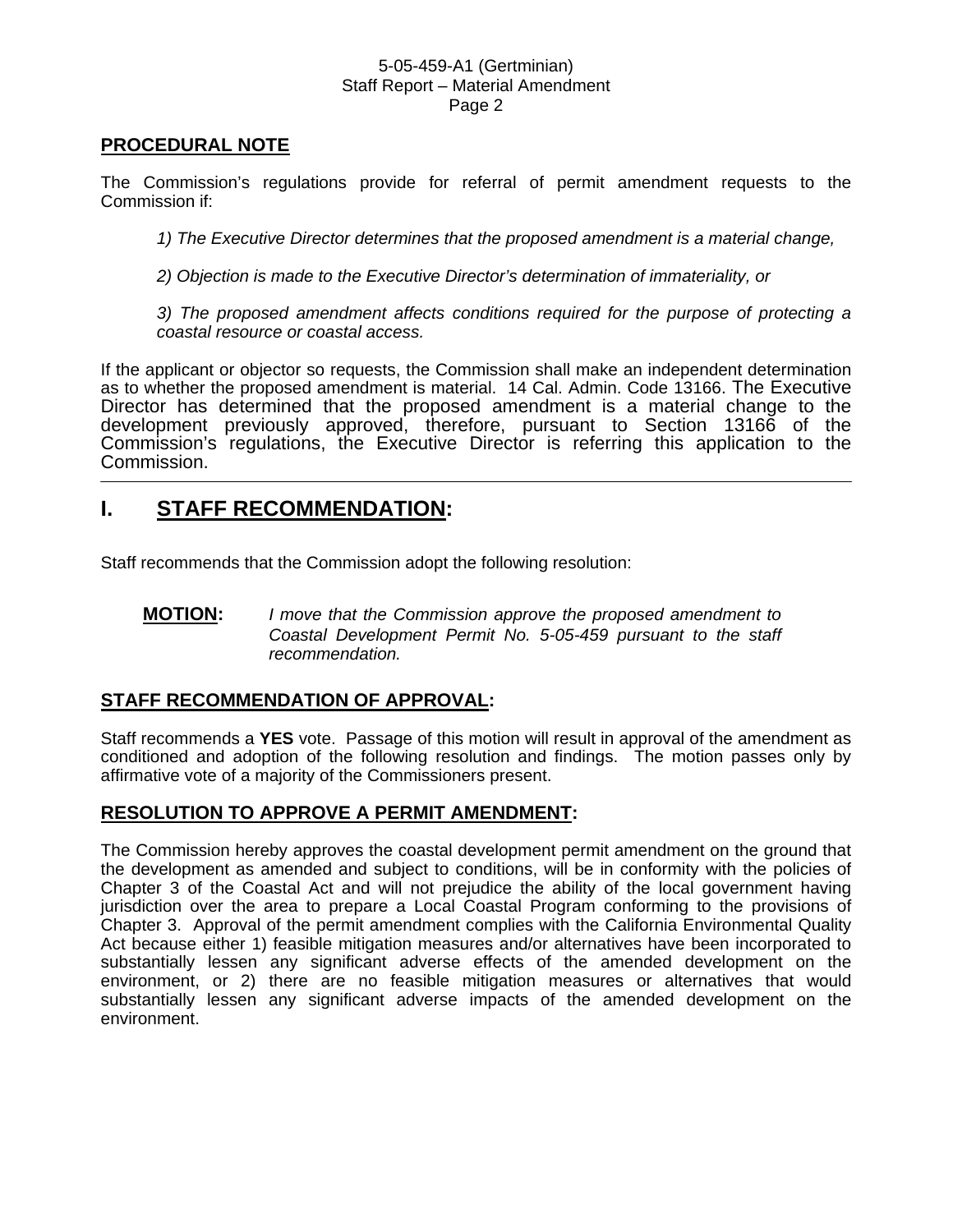## PROCEDURAL NOTE

The Commission's regulations provide for referral of permit amendment requests to the Commission if:

*1) The Executive Director determines that the proposed amendment is a material change,*

*2) Objection is made to the Executive Director's determination of immateriality, or*

*3) The proposed amendment affects conditions required for the purpose of protecting a coastal resource or coastal access.*

If the applicant or objector so requests, the Commission shall make an independent determination as to whether the proposed amendment is material. 14 Cal. Admin. Code 13166. The Executive Director has determined that the proposed amendment is a material change to the development previously approved, therefore, pursuant to Section 13166 of the Commission's regulations, the Executive Director is referring this application to the Commission.

---

# I. STAFF RECOMMENDATION:

Staff recommends that the Commission adopt the following resolution:

**MOTION:** *I move that the Commission approve the proposed amendment to Coastal Development Permit No. 5-05-459 pursuant to the staff recommendation.*

## STAFF RECOMMENDATION OF APPROVAL:

Staff recommends a **YES** vote. Passage of this motion will result in approval of the amendment as conditioned and adoption of the following resolution and findings. The motion passes only by affirmative vote of a majority of the Commissioners present.

## RESOLUTION TO APPROVE A PERMIT AMENDMENT:

The Commission hereby approves the coastal development permit amendment on the ground that the development as amended and subject to conditions, will be in conformity with the policies of Chapter 3 of the Coastal Act and will not prejudice the ability of the local government having jurisdiction over the area to prepare a Local Coastal Program conforming to the provisions of Chapter 3. Approval of the permit amendment complies with the California Environmental Quality Act because either 1) feasible mitigation measures and/or alternatives have been incorporated to substantially lessen any significant adverse effects of the amended development on the environment, or 2) there are no feasible mitigation measures or alternatives that would substantially lessen any significant adverse impacts of the amended development on the environment.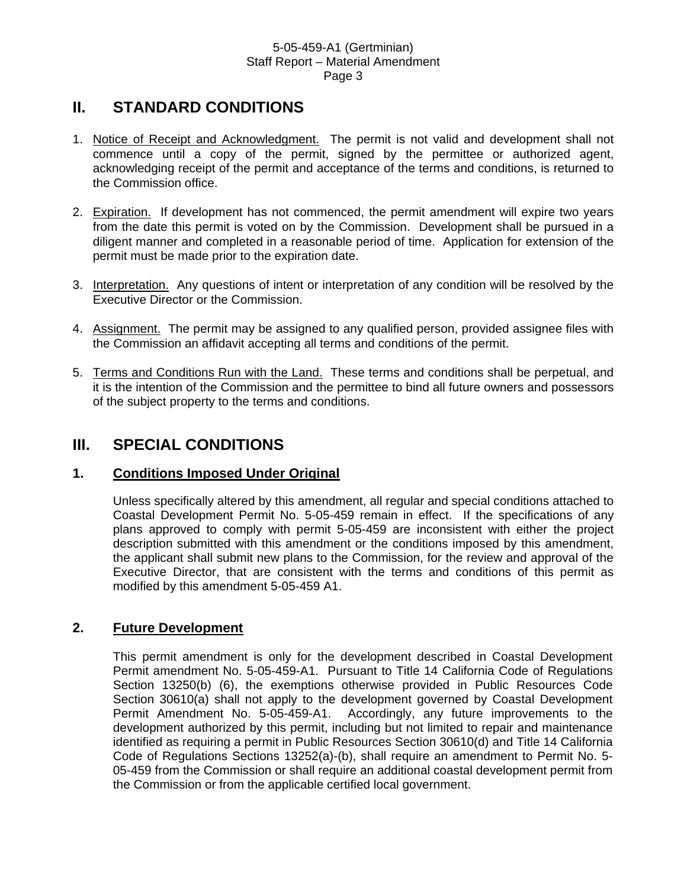## II. STANDARD CONDITIONS

1. Notice of Receipt and Acknowledgment. The permit is not valid and development shall not commence until a copy of the permit, signed by the permittee or authorized agent, acknowledging receipt of the permit and acceptance of the terms and conditions, is returned to the Commission office.

2. Expiration. If development has not commenced, the permit amendment will expire two years from the date this permit is voted on by the Commission. Development shall be pursued in a diligent manner and completed in a reasonable period of time. Application for extension of the permit must be made prior to the expiration date.

3. Interpretation. Any questions of intent or interpretation of any condition will be resolved by the Executive Director or the Commission.

4. Assignment. The permit may be assigned to any qualified person, provided assignee files with the Commission an affidavit accepting all terms and conditions of the permit.

5. Terms and Conditions Run with the Land. These terms and conditions shall be perpetual, and it is the intention of the Commission and the permittee to bind all future owners and possessors of the subject property to the terms and conditions.

## III. SPECIAL CONDITIONS

### 1. Conditions Imposed Under Original

Unless specifically altered by this amendment, all regular and special conditions attached to Coastal Development Permit No. 5-05-459 remain in effect. If the specifications of any plans approved to comply with permit 5-05-459 are inconsistent with either the project description submitted with this amendment or the conditions imposed by this amendment, the applicant shall submit new plans to the Commission, for the review and approval of the Executive Director, that are consistent with the terms and conditions of this permit as modified by this amendment 5-05-459 A1.

### 2. Future Development

This permit amendment is only for the development described in Coastal Development Permit amendment No. 5-05-459-A1. Pursuant to Title 14 California Code of Regulations Section 13250(b) (6), the exemptions otherwise provided in Public Resources Code Section 30610(a) shall not apply to the development governed by Coastal Development Permit Amendment No. 5-05-459-A1. Accordingly, any future improvements to the development authorized by this permit, including but not limited to repair and maintenance identified as requiring a permit in Public Resources Section 30610(d) and Title 14 California Code of Regulations Sections 13252(a)-(b), shall require an amendment to Permit No. 5-05-459 from the Commission or shall require an additional coastal development permit from the Commission or from the applicable certified local government.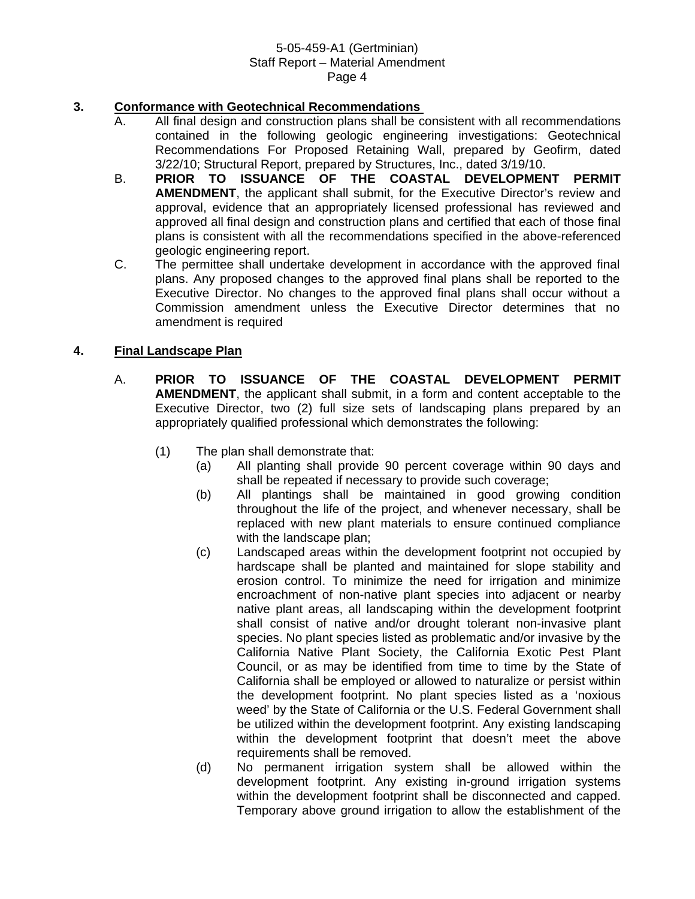**3. Conformance with Geotechnical Recommendations**

A. All final design and construction plans shall be consistent with all recommendations contained in the following geologic engineering investigations: Geotechnical Recommendations For Proposed Retaining Wall, prepared by Geofirm, dated 3/22/10; Structural Report, prepared by Structures, Inc., dated 3/19/10.

B. **PRIOR TO ISSUANCE OF THE COASTAL DEVELOPMENT PERMIT AMENDMENT**, the applicant shall submit, for the Executive Director's review and approval, evidence that an appropriately licensed professional has reviewed and approved all final design and construction plans and certified that each of those final plans is consistent with all the recommendations specified in the above-referenced geologic engineering report.

C. The permittee shall undertake development in accordance with the approved final plans. Any proposed changes to the approved final plans shall be reported to the Executive Director. No changes to the approved final plans shall occur without a Commission amendment unless the Executive Director determines that no amendment is required

**4. Final Landscape Plan**

A. **PRIOR TO ISSUANCE OF THE COASTAL DEVELOPMENT PERMIT AMENDMENT**, the applicant shall submit, in a form and content acceptable to the Executive Director, two (2) full size sets of landscaping plans prepared by an appropriately qualified professional which demonstrates the following:

(1) The plan shall demonstrate that:

(a) All planting shall provide 90 percent coverage within 90 days and shall be repeated if necessary to provide such coverage;

(b) All plantings shall be maintained in good growing condition throughout the life of the project, and whenever necessary, shall be replaced with new plant materials to ensure continued compliance with the landscape plan;

(c) Landscaped areas within the development footprint not occupied by hardscape shall be planted and maintained for slope stability and erosion control. To minimize the need for irrigation and minimize encroachment of non-native plant species into adjacent or nearby native plant areas, all landscaping within the development footprint shall consist of native and/or drought tolerant non-invasive plant species. No plant species listed as problematic and/or invasive by the California Native Plant Society, the California Exotic Pest Plant Council, or as may be identified from time to time by the State of California shall be employed or allowed to naturalize or persist within the development footprint. No plant species listed as a 'noxious weed' by the State of California or the U.S. Federal Government shall be utilized within the development footprint. Any existing landscaping within the development footprint that doesn't meet the above requirements shall be removed.

(d) No permanent irrigation system shall be allowed within the development footprint. Any existing in-ground irrigation systems within the development footprint shall be disconnected and capped. Temporary above ground irrigation to allow the establishment of the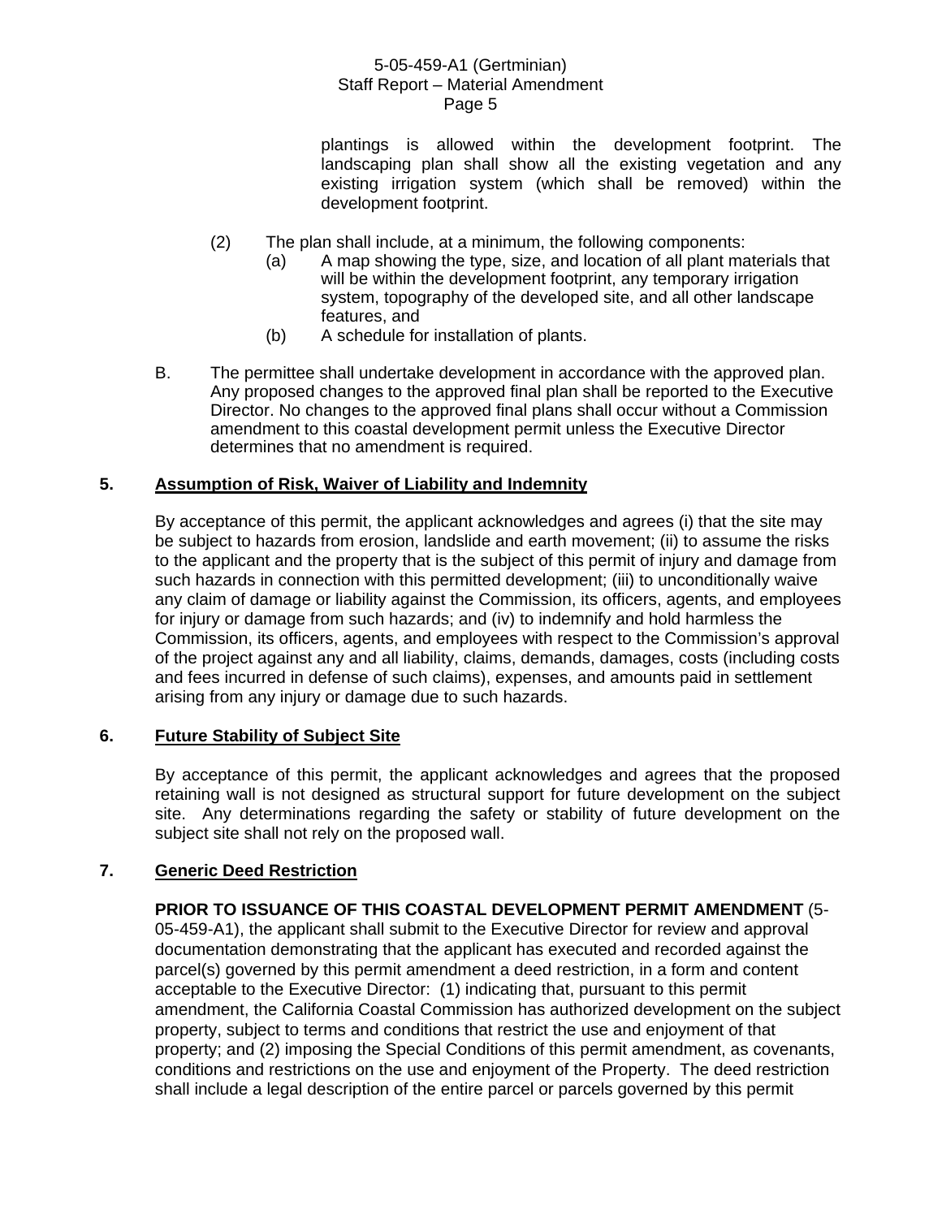plantings is allowed within the development footprint. The landscaping plan shall show all the existing vegetation and any existing irrigation system (which shall be removed) within the development footprint.

(2) The plan shall include, at a minimum, the following components:

(a) A map showing the type, size, and location of all plant materials that will be within the development footprint, any temporary irrigation system, topography of the developed site, and all other landscape features, and

(b) A schedule for installation of plants.

B. The permittee shall undertake development in accordance with the approved plan. Any proposed changes to the approved final plan shall be reported to the Executive Director. No changes to the approved final plans shall occur without a Commission amendment to this coastal development permit unless the Executive Director determines that no amendment is required.

**5. <u>Assumption of Risk, Waiver of Liability and Indemnity</u>**

By acceptance of this permit, the applicant acknowledges and agrees (i) that the site may be subject to hazards from erosion, landslide and earth movement; (ii) to assume the risks to the applicant and the property that is the subject of this permit of injury and damage from such hazards in connection with this permitted development; (iii) to unconditionally waive any claim of damage or liability against the Commission, its officers, agents, and employees for injury or damage from such hazards; and (iv) to indemnify and hold harmless the Commission, its officers, agents, and employees with respect to the Commission's approval of the project against any and all liability, claims, demands, damages, costs (including costs and fees incurred in defense of such claims), expenses, and amounts paid in settlement arising from any injury or damage due to such hazards.

**6. <u>Future Stability of Subject Site</u>**

By acceptance of this permit, the applicant acknowledges and agrees that the proposed retaining wall is not designed as structural support for future development on the subject site. Any determinations regarding the safety or stability of future development on the subject site shall not rely on the proposed wall.

**7. <u>Generic Deed Restriction</u>**

**PRIOR TO ISSUANCE OF THIS COASTAL DEVELOPMENT PERMIT AMENDMENT** (5-05-459-A1), the applicant shall submit to the Executive Director for review and approval documentation demonstrating that the applicant has executed and recorded against the parcel(s) governed by this permit amendment a deed restriction, in a form and content acceptable to the Executive Director: (1) indicating that, pursuant to this permit amendment, the California Coastal Commission has authorized development on the subject property, subject to terms and conditions that restrict the use and enjoyment of that property; and (2) imposing the Special Conditions of this permit amendment, as covenants, conditions and restrictions on the use and enjoyment of the Property. The deed restriction shall include a legal description of the entire parcel or parcels governed by this permit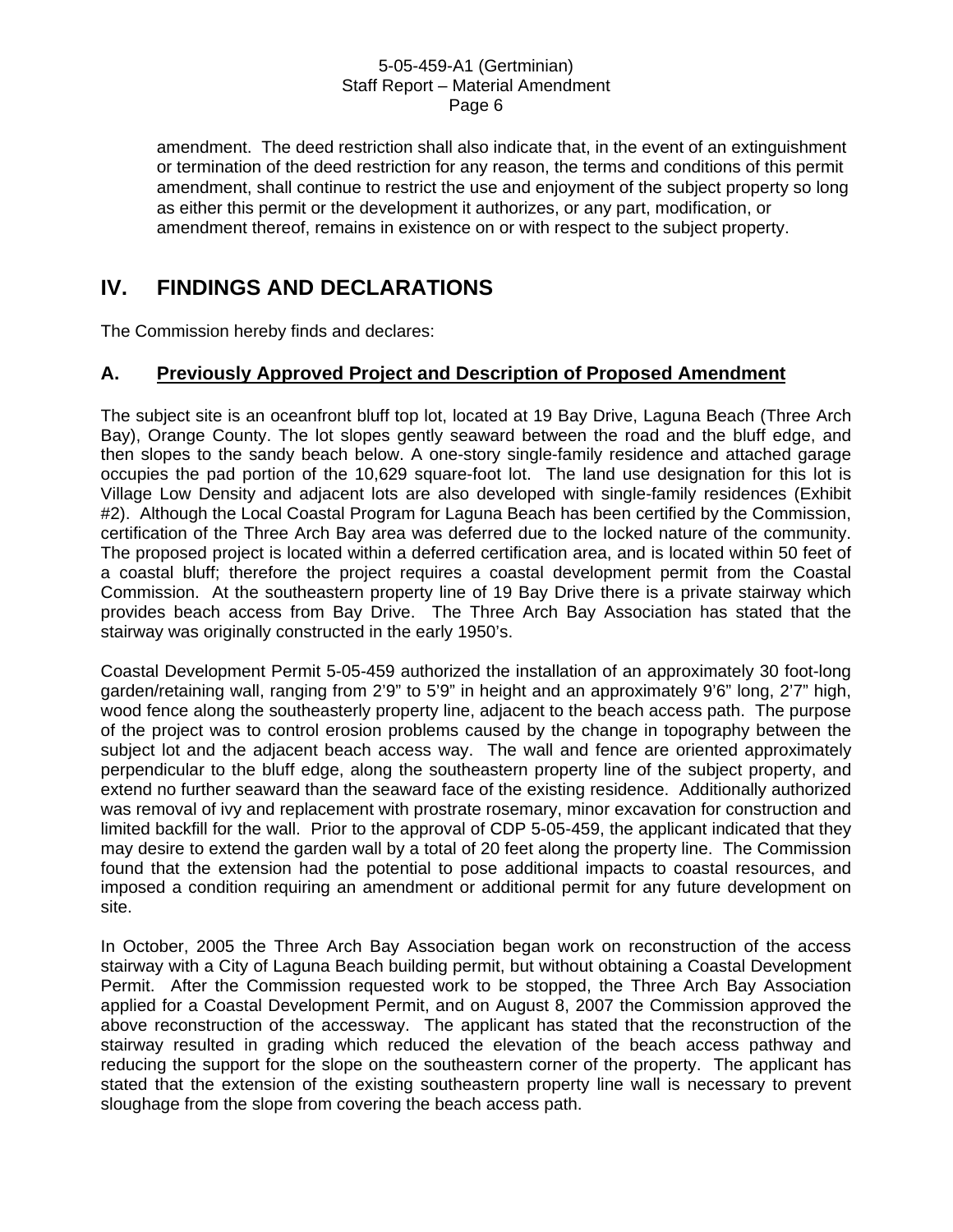amendment. The deed restriction shall also indicate that, in the event of an extinguishment or termination of the deed restriction for any reason, the terms and conditions of this permit amendment, shall continue to restrict the use and enjoyment of the subject property so long as either this permit or the development it authorizes, or any part, modification, or amendment thereof, remains in existence on or with respect to the subject property.

# IV. FINDINGS AND DECLARATIONS

The Commission hereby finds and declares:

## A. Previously Approved Project and Description of Proposed Amendment

The subject site is an oceanfront bluff top lot, located at 19 Bay Drive, Laguna Beach (Three Arch Bay), Orange County. The lot slopes gently seaward between the road and the bluff edge, and then slopes to the sandy beach below. A one-story single-family residence and attached garage occupies the pad portion of the 10,629 square-foot lot. The land use designation for this lot is Village Low Density and adjacent lots are also developed with single-family residences (Exhibit #2). Although the Local Coastal Program for Laguna Beach has been certified by the Commission, certification of the Three Arch Bay area was deferred due to the locked nature of the community. The proposed project is located within a deferred certification area, and is located within 50 feet of a coastal bluff; therefore the project requires a coastal development permit from the Coastal Commission. At the southeastern property line of 19 Bay Drive there is a private stairway which provides beach access from Bay Drive. The Three Arch Bay Association has stated that the stairway was originally constructed in the early 1950's.

Coastal Development Permit 5-05-459 authorized the installation of an approximately 30 foot-long garden/retaining wall, ranging from 2'9" to 5'9" in height and an approximately 9'6" long, 2'7" high, wood fence along the southeasterly property line, adjacent to the beach access path. The purpose of the project was to control erosion problems caused by the change in topography between the subject lot and the adjacent beach access way. The wall and fence are oriented approximately perpendicular to the bluff edge, along the southeastern property line of the subject property, and extend no further seaward than the seaward face of the existing residence. Additionally authorized was removal of ivy and replacement with prostrate rosemary, minor excavation for construction and limited backfill for the wall. Prior to the approval of CDP 5-05-459, the applicant indicated that they may desire to extend the garden wall by a total of 20 feet along the property line. The Commission found that the extension had the potential to pose additional impacts to coastal resources, and imposed a condition requiring an amendment or additional permit for any future development on site.

In October, 2005 the Three Arch Bay Association began work on reconstruction of the access stairway with a City of Laguna Beach building permit, but without obtaining a Coastal Development Permit. After the Commission requested work to be stopped, the Three Arch Bay Association applied for a Coastal Development Permit, and on August 8, 2007 the Commission approved the above reconstruction of the accessway. The applicant has stated that the reconstruction of the stairway resulted in grading which reduced the elevation of the beach access pathway and reducing the support for the slope on the southeastern corner of the property. The applicant has stated that the extension of the existing southeastern property line wall is necessary to prevent sloughage from the slope from covering the beach access path.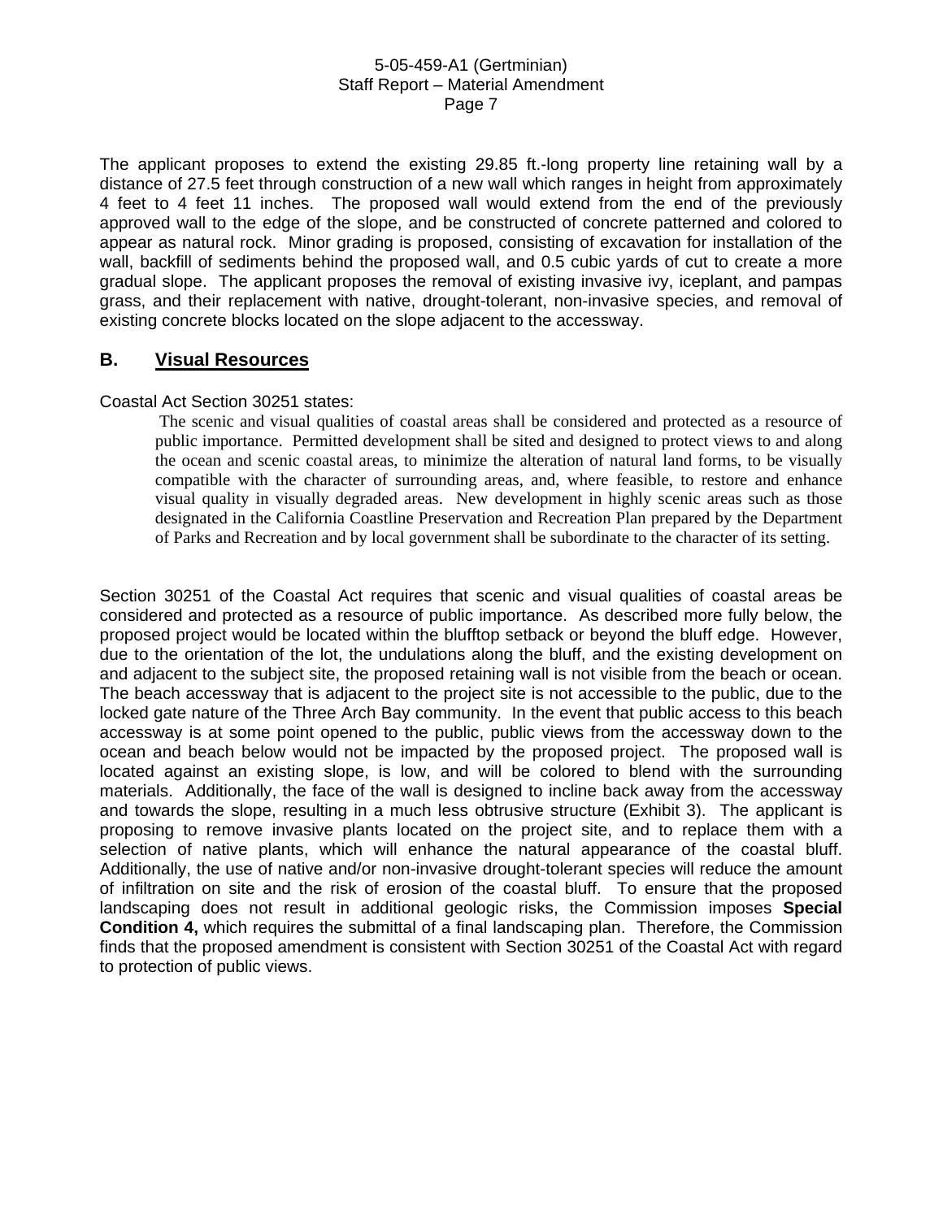The applicant proposes to extend the existing 29.85 ft.-long property line retaining wall by a distance of 27.5 feet through construction of a new wall which ranges in height from approximately 4 feet to 4 feet 11 inches. The proposed wall would extend from the end of the previously approved wall to the edge of the slope, and be constructed of concrete patterned and colored to appear as natural rock. Minor grading is proposed, consisting of excavation for installation of the wall, backfill of sediments behind the proposed wall, and 0.5 cubic yards of cut to create a more gradual slope. The applicant proposes the removal of existing invasive ivy, iceplant, and pampas grass, and their replacement with native, drought-tolerant, non-invasive species, and removal of existing concrete blocks located on the slope adjacent to the accessway.

## B. <u>Visual Resources</u>

Coastal Act Section 30251 states:

> The scenic and visual qualities of coastal areas shall be considered and protected as a resource of public importance. Permitted development shall be sited and designed to protect views to and along the ocean and scenic coastal areas, to minimize the alteration of natural land forms, to be visually compatible with the character of surrounding areas, and, where feasible, to restore and enhance visual quality in visually degraded areas. New development in highly scenic areas such as those designated in the California Coastline Preservation and Recreation Plan prepared by the Department of Parks and Recreation and by local government shall be subordinate to the character of its setting.

Section 30251 of the Coastal Act requires that scenic and visual qualities of coastal areas be considered and protected as a resource of public importance. As described more fully below, the proposed project would be located within the blufftop setback or beyond the bluff edge. However, due to the orientation of the lot, the undulations along the bluff, and the existing development on and adjacent to the subject site, the proposed retaining wall is not visible from the beach or ocean. The beach accessway that is adjacent to the project site is not accessible to the public, due to the locked gate nature of the Three Arch Bay community. In the event that public access to this beach accessway is at some point opened to the public, public views from the accessway down to the ocean and beach below would not be impacted by the proposed project. The proposed wall is located against an existing slope, is low, and will be colored to blend with the surrounding materials. Additionally, the face of the wall is designed to incline back away from the accessway and towards the slope, resulting in a much less obtrusive structure (Exhibit 3). The applicant is proposing to remove invasive plants located on the project site, and to replace them with a selection of native plants, which will enhance the natural appearance of the coastal bluff. Additionally, the use of native and/or non-invasive drought-tolerant species will reduce the amount of infiltration on site and the risk of erosion of the coastal bluff. To ensure that the proposed landscaping does not result in additional geologic risks, the Commission imposes **Special Condition 4,** which requires the submittal of a final landscaping plan. Therefore, the Commission finds that the proposed amendment is consistent with Section 30251 of the Coastal Act with regard to protection of public views.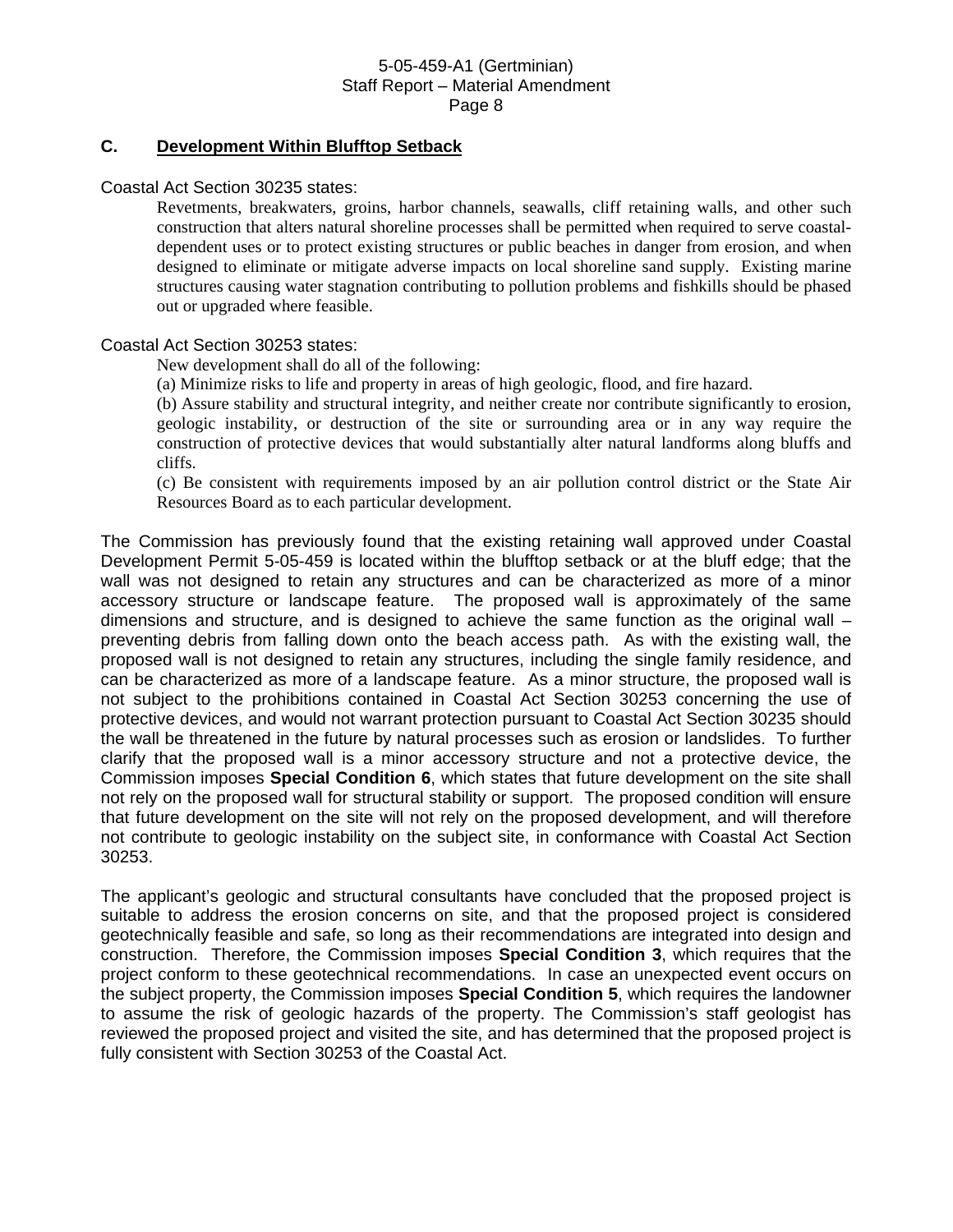### C. Development Within Blufftop Setback

Coastal Act Section 30235 states:

> Revetments, breakwaters, groins, harbor channels, seawalls, cliff retaining walls, and other such construction that alters natural shoreline processes shall be permitted when required to serve coastal-dependent uses or to protect existing structures or public beaches in danger from erosion, and when designed to eliminate or mitigate adverse impacts on local shoreline sand supply. Existing marine structures causing water stagnation contributing to pollution problems and fishkills should be phased out or upgraded where feasible.

Coastal Act Section 30253 states:

> New development shall do all of the following:
>
> (a) Minimize risks to life and property in areas of high geologic, flood, and fire hazard.
>
> (b) Assure stability and structural integrity, and neither create nor contribute significantly to erosion, geologic instability, or destruction of the site or surrounding area or in any way require the construction of protective devices that would substantially alter natural landforms along bluffs and cliffs.
>
> (c) Be consistent with requirements imposed by an air pollution control district or the State Air Resources Board as to each particular development.

The Commission has previously found that the existing retaining wall approved under Coastal Development Permit 5-05-459 is located within the blufftop setback or at the bluff edge; that the wall was not designed to retain any structures and can be characterized as more of a minor accessory structure or landscape feature. The proposed wall is approximately of the same dimensions and structure, and is designed to achieve the same function as the original wall – preventing debris from falling down onto the beach access path. As with the existing wall, the proposed wall is not designed to retain any structures, including the single family residence, and can be characterized as more of a landscape feature. As a minor structure, the proposed wall is not subject to the prohibitions contained in Coastal Act Section 30253 concerning the use of protective devices, and would not warrant protection pursuant to Coastal Act Section 30235 should the wall be threatened in the future by natural processes such as erosion or landslides. To further clarify that the proposed wall is a minor accessory structure and not a protective device, the Commission imposes **Special Condition 6**, which states that future development on the site shall not rely on the proposed wall for structural stability or support. The proposed condition will ensure that future development on the site will not rely on the proposed development, and will therefore not contribute to geologic instability on the subject site, in conformance with Coastal Act Section 30253.

The applicant's geologic and structural consultants have concluded that the proposed project is suitable to address the erosion concerns on site, and that the proposed project is considered geotechnically feasible and safe, so long as their recommendations are integrated into design and construction. Therefore, the Commission imposes **Special Condition 3**, which requires that the project conform to these geotechnical recommendations. In case an unexpected event occurs on the subject property, the Commission imposes **Special Condition 5**, which requires the landowner to assume the risk of geologic hazards of the property. The Commission's staff geologist has reviewed the proposed project and visited the site, and has determined that the proposed project is fully consistent with Section 30253 of the Coastal Act.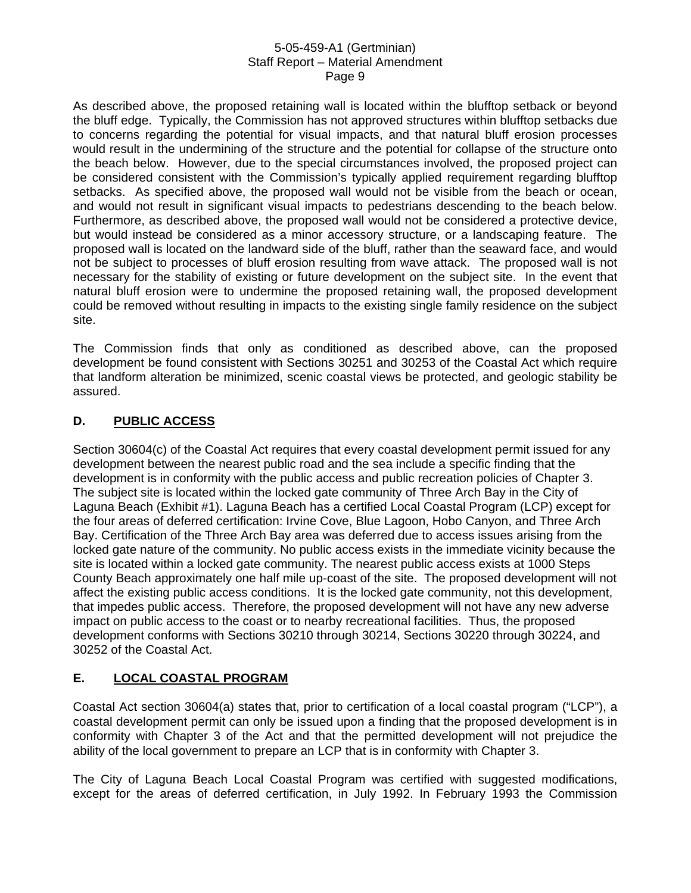As described above, the proposed retaining wall is located within the blufftop setback or beyond the bluff edge. Typically, the Commission has not approved structures within blufftop setbacks due to concerns regarding the potential for visual impacts, and that natural bluff erosion processes would result in the undermining of the structure and the potential for collapse of the structure onto the beach below. However, due to the special circumstances involved, the proposed project can be considered consistent with the Commission's typically applied requirement regarding blufftop setbacks. As specified above, the proposed wall would not be visible from the beach or ocean, and would not result in significant visual impacts to pedestrians descending to the beach below. Furthermore, as described above, the proposed wall would not be considered a protective device, but would instead be considered as a minor accessory structure, or a landscaping feature. The proposed wall is located on the landward side of the bluff, rather than the seaward face, and would not be subject to processes of bluff erosion resulting from wave attack. The proposed wall is not necessary for the stability of existing or future development on the subject site. In the event that natural bluff erosion were to undermine the proposed retaining wall, the proposed development could be removed without resulting in impacts to the existing single family residence on the subject site.

The Commission finds that only as conditioned as described above, can the proposed development be found consistent with Sections 30251 and 30253 of the Coastal Act which require that landform alteration be minimized, scenic coastal views be protected, and geologic stability be assured.

## D. PUBLIC ACCESS

Section 30604(c) of the Coastal Act requires that every coastal development permit issued for any development between the nearest public road and the sea include a specific finding that the development is in conformity with the public access and public recreation policies of Chapter 3. The subject site is located within the locked gate community of Three Arch Bay in the City of Laguna Beach (Exhibit #1). Laguna Beach has a certified Local Coastal Program (LCP) except for the four areas of deferred certification: Irvine Cove, Blue Lagoon, Hobo Canyon, and Three Arch Bay. Certification of the Three Arch Bay area was deferred due to access issues arising from the locked gate nature of the community. No public access exists in the immediate vicinity because the site is located within a locked gate community. The nearest public access exists at 1000 Steps County Beach approximately one half mile up-coast of the site. The proposed development will not affect the existing public access conditions. It is the locked gate community, not this development, that impedes public access. Therefore, the proposed development will not have any new adverse impact on public access to the coast or to nearby recreational facilities. Thus, the proposed development conforms with Sections 30210 through 30214, Sections 30220 through 30224, and 30252 of the Coastal Act.

## E. LOCAL COASTAL PROGRAM

Coastal Act section 30604(a) states that, prior to certification of a local coastal program ("LCP"), a coastal development permit can only be issued upon a finding that the proposed development is in conformity with Chapter 3 of the Act and that the permitted development will not prejudice the ability of the local government to prepare an LCP that is in conformity with Chapter 3.

The City of Laguna Beach Local Coastal Program was certified with suggested modifications, except for the areas of deferred certification, in July 1992. In February 1993 the Commission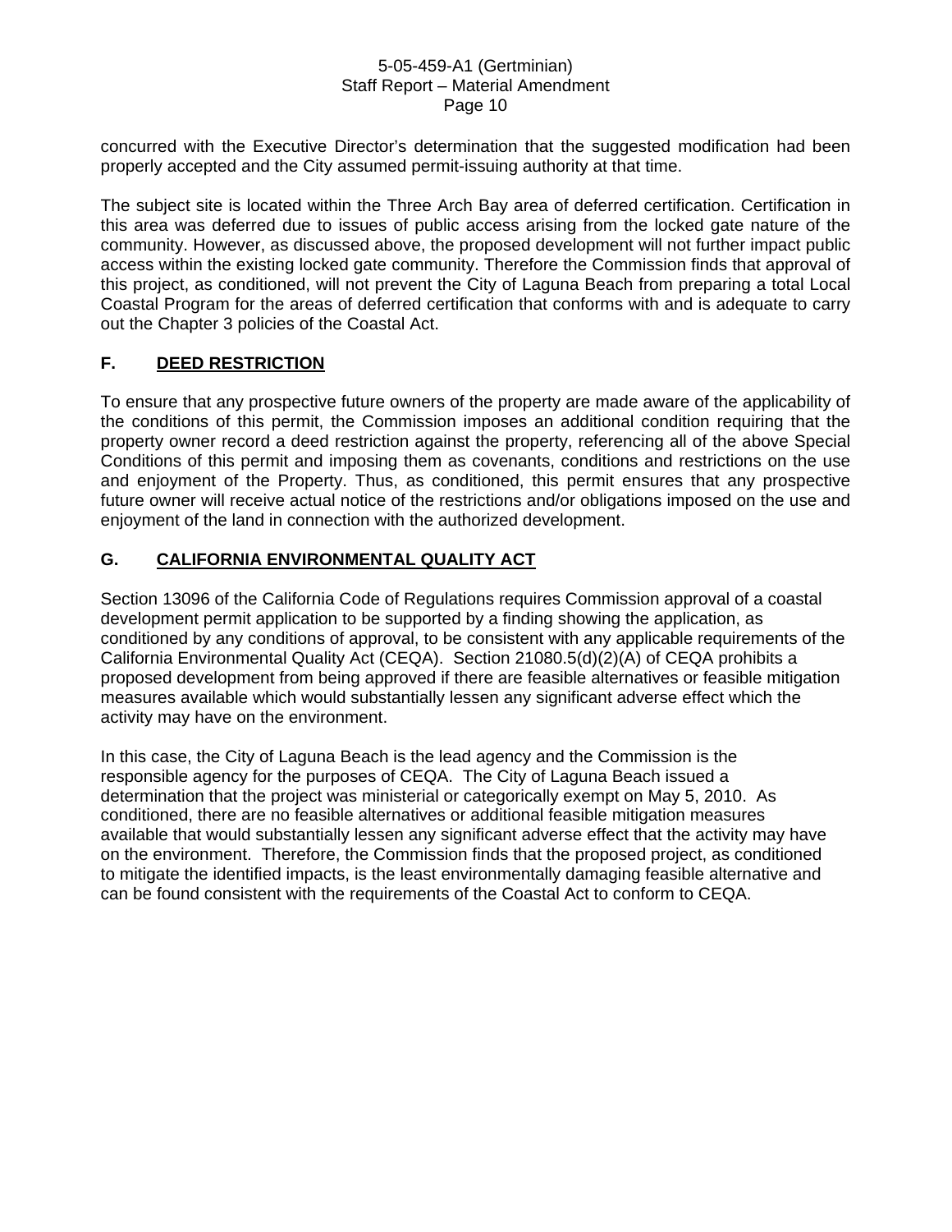concurred with the Executive Director's determination that the suggested modification had been properly accepted and the City assumed permit-issuing authority at that time.

The subject site is located within the Three Arch Bay area of deferred certification. Certification in this area was deferred due to issues of public access arising from the locked gate nature of the community. However, as discussed above, the proposed development will not further impact public access within the existing locked gate community. Therefore the Commission finds that approval of this project, as conditioned, will not prevent the City of Laguna Beach from preparing a total Local Coastal Program for the areas of deferred certification that conforms with and is adequate to carry out the Chapter 3 policies of the Coastal Act.

## F. DEED RESTRICTION

To ensure that any prospective future owners of the property are made aware of the applicability of the conditions of this permit, the Commission imposes an additional condition requiring that the property owner record a deed restriction against the property, referencing all of the above Special Conditions of this permit and imposing them as covenants, conditions and restrictions on the use and enjoyment of the Property. Thus, as conditioned, this permit ensures that any prospective future owner will receive actual notice of the restrictions and/or obligations imposed on the use and enjoyment of the land in connection with the authorized development.

## G. CALIFORNIA ENVIRONMENTAL QUALITY ACT

Section 13096 of the California Code of Regulations requires Commission approval of a coastal development permit application to be supported by a finding showing the application, as conditioned by any conditions of approval, to be consistent with any applicable requirements of the California Environmental Quality Act (CEQA). Section 21080.5(d)(2)(A) of CEQA prohibits a proposed development from being approved if there are feasible alternatives or feasible mitigation measures available which would substantially lessen any significant adverse effect which the activity may have on the environment.

In this case, the City of Laguna Beach is the lead agency and the Commission is the responsible agency for the purposes of CEQA. The City of Laguna Beach issued a determination that the project was ministerial or categorically exempt on May 5, 2010. As conditioned, there are no feasible alternatives or additional feasible mitigation measures available that would substantially lessen any significant adverse effect that the activity may have on the environment. Therefore, the Commission finds that the proposed project, as conditioned to mitigate the identified impacts, is the least environmentally damaging feasible alternative and can be found consistent with the requirements of the Coastal Act to conform to CEQA.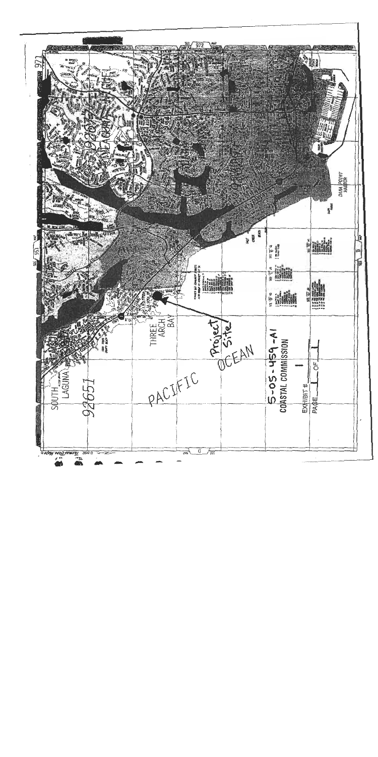Project Site

5-05-459-A1
COASTAL COMMISSION

EXHIBIT # 1
PAGE 1 OF 1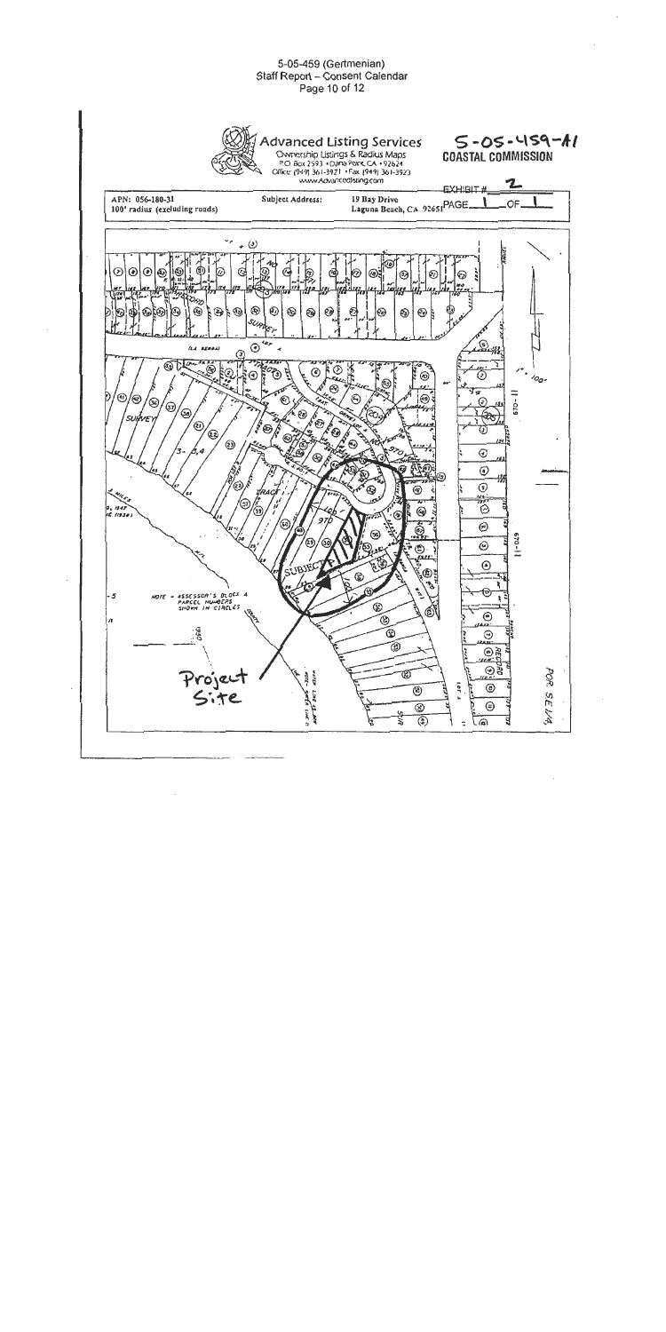Advanced Listing Services
Ownership Listings & Radius Maps
P.O. Box 2593 • Dana Point, CA • 92624
Office: (949) 361-3921 • Fax: (949) 361-3923
www.Advancedlisting.com

5-05-459-A1
COASTAL COMMISSION

EXHIBIT # 2
PAGE 1 OF 1

APN: 056-180-31
100' radius (excluding roads)

Subject Address: 19 Bay Drive
Laguna Beach, CA 92651

NOTE – ASSESSOR'S BLOCK &
PARCEL NUMBERS
SHOWN IN CIRCLES

SUBJECT

Project Site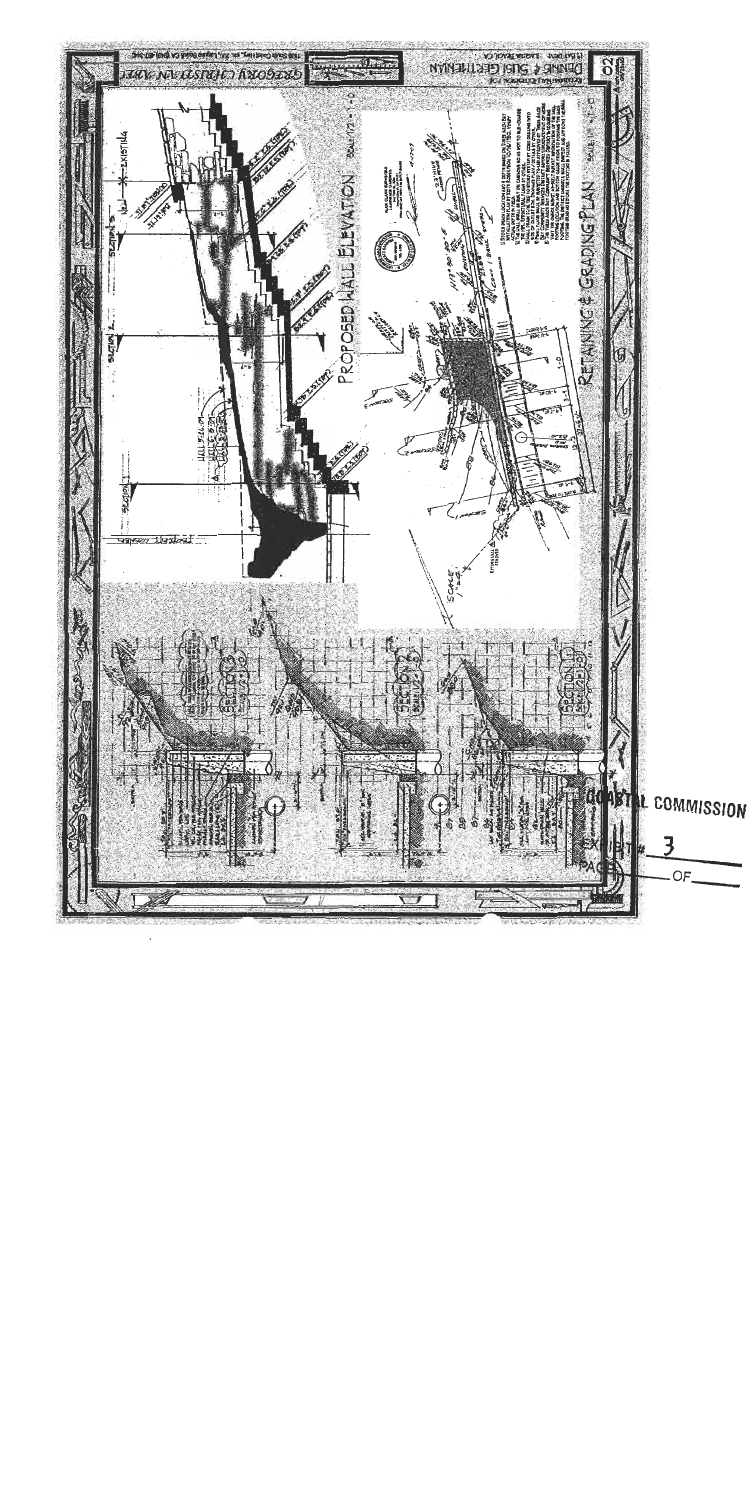PROPOSED WALL ELEVATION

RETAINING & GRADING PLAN

GREGORY CHRISTIAN ARCH

DENNIS & SUSI GERTMENIAN

02

COASTAL COMMISSION

EXHIBIT # 3

PAGE ___ OF ___